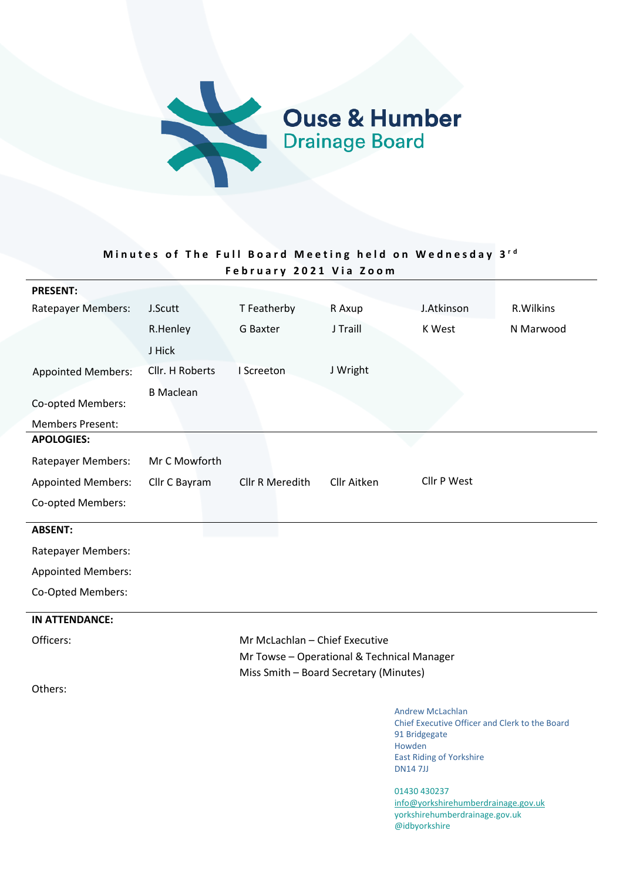# Ouse & Humber Drainage Board

**Minutes of The Full Board Meeting held on Wednesday 3rd February 2021 Via Zoom**

| **PRESENT:** | | | | | |
|---|---|---|---|---|---|
| Ratepayer Members: | J.Scutt | T Featherby | R Axup | J.Atkinson | R.Wilkins |
| | R.Henley | G Baxter | J Traill | K West | N Marwood |
| | J Hick | | | | |
| Appointed Members: | Cllr. H Roberts | I Screeton | J Wright | | |
| | B Maclean | | | | |
| Co-opted Members: | | | | | |
| Members Present: | | | | | |

| **APOLOGIES:** | | | | |
|---|---|---|---|---|
| Ratepayer Members: | Mr C Mowforth | | | |
| Appointed Members: | Cllr C Bayram | Cllr R Meredith | Cllr Aitken | Cllr P West |
| Co-opted Members: | | | | |

**ABSENT:**

Ratepayer Members:

Appointed Members:

Co-Opted Members:

**IN ATTENDANCE:**

Officers:

Mr McLachlan – Chief Executive
Mr Towse – Operational & Technical Manager
Miss Smith – Board Secretary (Minutes)

Others:

Andrew McLachlan
Chief Executive Officer and Clerk to the Board
91 Bridgegate
Howden
East Riding of Yorkshire
DN14 7JJ

01430 430237
info@yorkshirehumberdrainage.gov.uk
yorkshirehumberdrainage.gov.uk
@idbyorkshire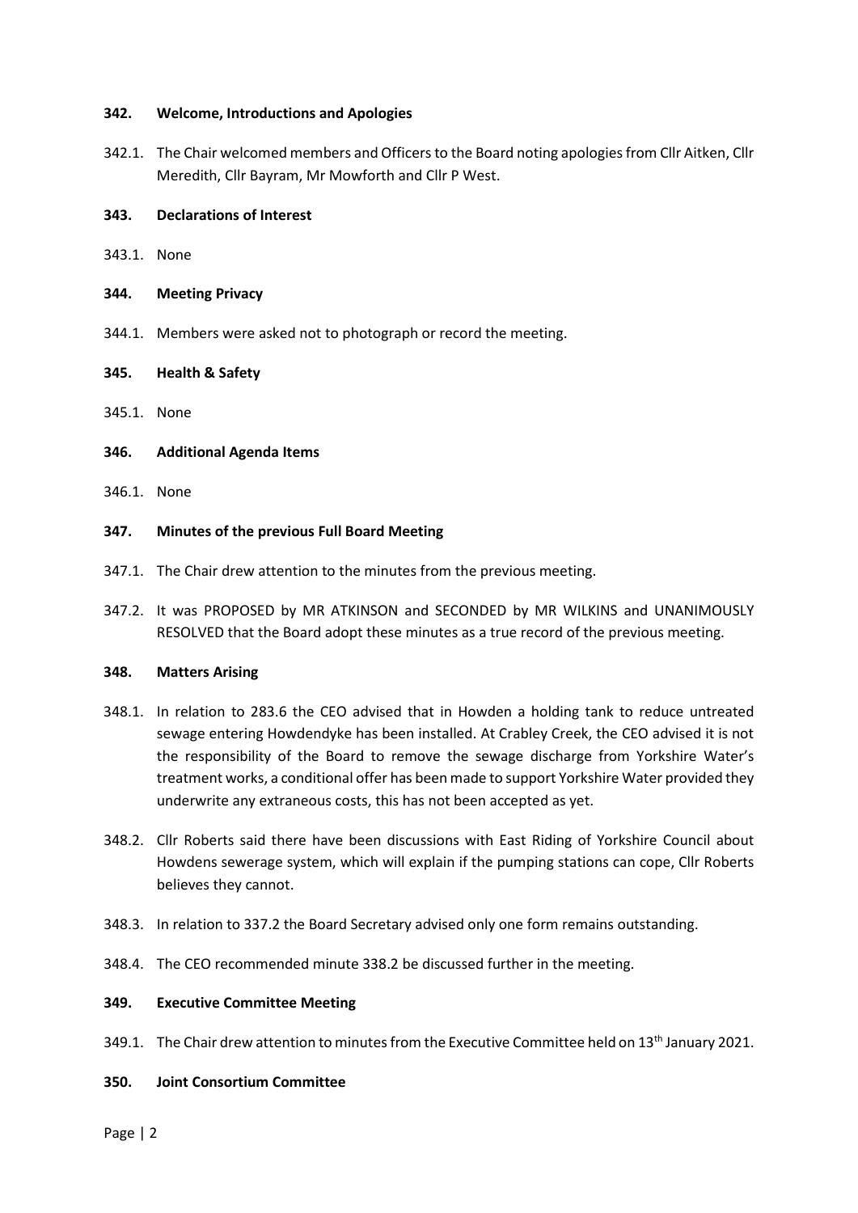### 342. Welcome, Introductions and Apologies

342.1. The Chair welcomed members and Officers to the Board noting apologies from Cllr Aitken, Cllr Meredith, Cllr Bayram, Mr Mowforth and Cllr P West.

### 343. Declarations of Interest

343.1. None

### 344. Meeting Privacy

344.1. Members were asked not to photograph or record the meeting.

### 345. Health & Safety

345.1. None

### 346. Additional Agenda Items

346.1. None

### 347. Minutes of the previous Full Board Meeting

347.1. The Chair drew attention to the minutes from the previous meeting.

347.2. It was PROPOSED by MR ATKINSON and SECONDED by MR WILKINS and UNANIMOUSLY RESOLVED that the Board adopt these minutes as a true record of the previous meeting.

### 348. Matters Arising

348.1. In relation to 283.6 the CEO advised that in Howden a holding tank to reduce untreated sewage entering Howdendyke has been installed. At Crabley Creek, the CEO advised it is not the responsibility of the Board to remove the sewage discharge from Yorkshire Water's treatment works, a conditional offer has been made to support Yorkshire Water provided they underwrite any extraneous costs, this has not been accepted as yet.

348.2. Cllr Roberts said there have been discussions with East Riding of Yorkshire Council about Howdens sewerage system, which will explain if the pumping stations can cope, Cllr Roberts believes they cannot.

348.3. In relation to 337.2 the Board Secretary advised only one form remains outstanding.

348.4. The CEO recommended minute 338.2 be discussed further in the meeting.

### 349. Executive Committee Meeting

349.1. The Chair drew attention to minutes from the Executive Committee held on 13th January 2021.

### 350. Joint Consortium Committee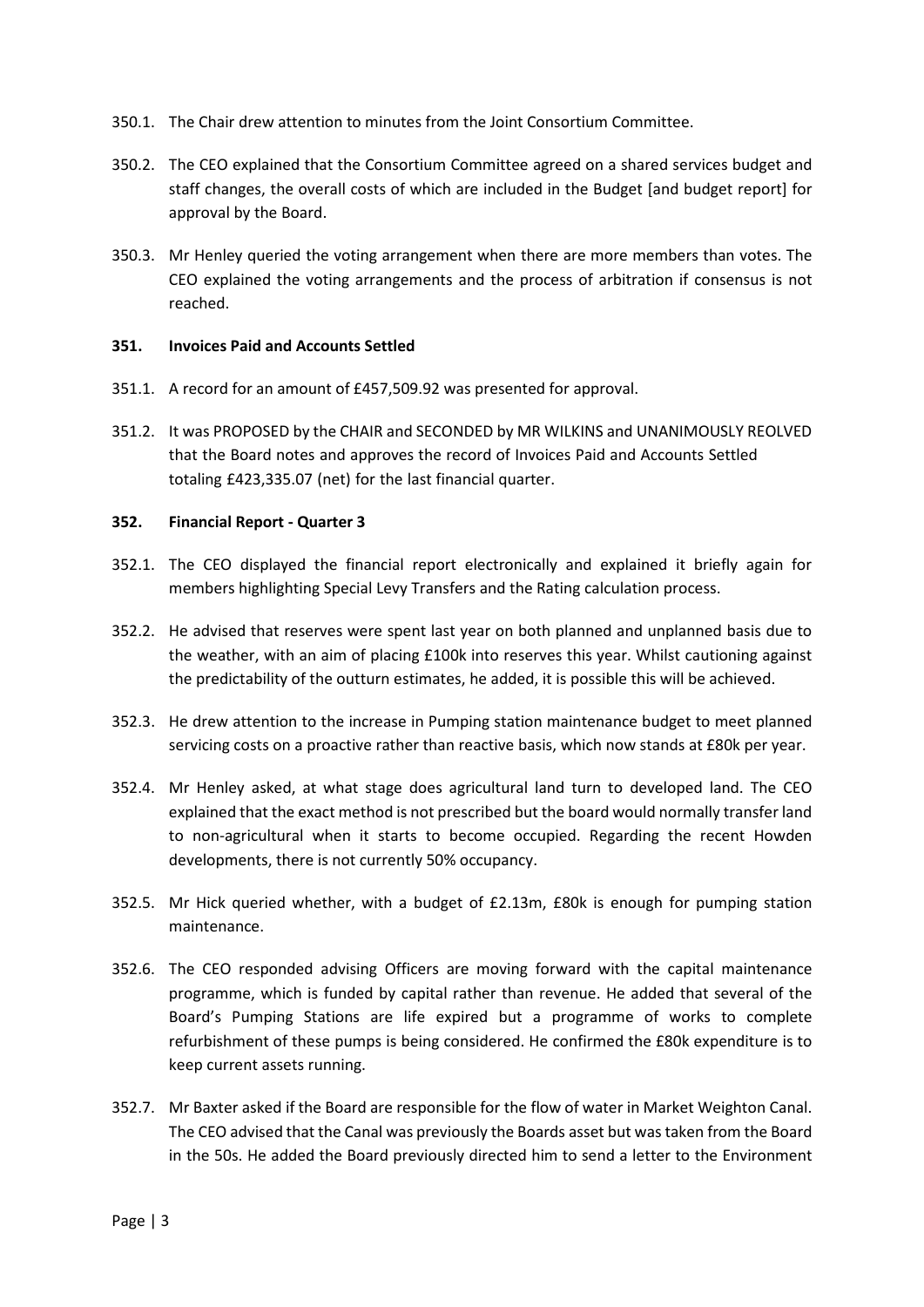350.1. The Chair drew attention to minutes from the Joint Consortium Committee.

350.2. The CEO explained that the Consortium Committee agreed on a shared services budget and staff changes, the overall costs of which are included in the Budget [and budget report] for approval by the Board.

350.3. Mr Henley queried the voting arrangement when there are more members than votes. The CEO explained the voting arrangements and the process of arbitration if consensus is not reached.

**351. Invoices Paid and Accounts Settled**

351.1. A record for an amount of £457,509.92 was presented for approval.

351.2. It was PROPOSED by the CHAIR and SECONDED by MR WILKINS and UNANIMOUSLY REOLVED that the Board notes and approves the record of Invoices Paid and Accounts Settled totaling £423,335.07 (net) for the last financial quarter.

**352. Financial Report - Quarter 3**

352.1. The CEO displayed the financial report electronically and explained it briefly again for members highlighting Special Levy Transfers and the Rating calculation process.

352.2. He advised that reserves were spent last year on both planned and unplanned basis due to the weather, with an aim of placing £100k into reserves this year. Whilst cautioning against the predictability of the outturn estimates, he added, it is possible this will be achieved.

352.3. He drew attention to the increase in Pumping station maintenance budget to meet planned servicing costs on a proactive rather than reactive basis, which now stands at £80k per year.

352.4. Mr Henley asked, at what stage does agricultural land turn to developed land. The CEO explained that the exact method is not prescribed but the board would normally transfer land to non-agricultural when it starts to become occupied. Regarding the recent Howden developments, there is not currently 50% occupancy.

352.5. Mr Hick queried whether, with a budget of £2.13m, £80k is enough for pumping station maintenance.

352.6. The CEO responded advising Officers are moving forward with the capital maintenance programme, which is funded by capital rather than revenue. He added that several of the Board's Pumping Stations are life expired but a programme of works to complete refurbishment of these pumps is being considered. He confirmed the £80k expenditure is to keep current assets running.

352.7. Mr Baxter asked if the Board are responsible for the flow of water in Market Weighton Canal. The CEO advised that the Canal was previously the Boards asset but was taken from the Board in the 50s. He added the Board previously directed him to send a letter to the Environment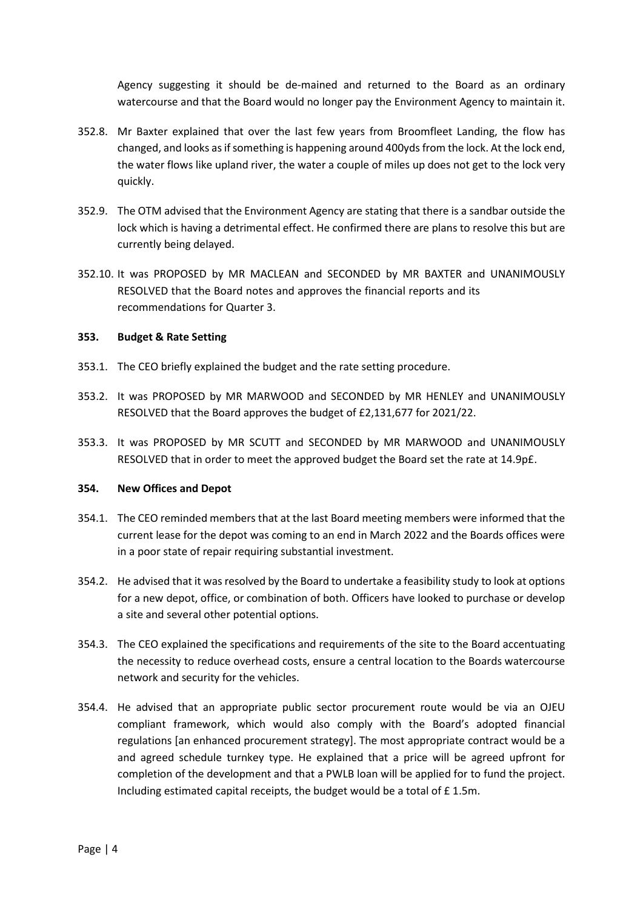Agency suggesting it should be de-mained and returned to the Board as an ordinary watercourse and that the Board would no longer pay the Environment Agency to maintain it.

352.8. Mr Baxter explained that over the last few years from Broomfleet Landing, the flow has changed, and looks as if something is happening around 400yds from the lock. At the lock end, the water flows like upland river, the water a couple of miles up does not get to the lock very quickly.

352.9. The OTM advised that the Environment Agency are stating that there is a sandbar outside the lock which is having a detrimental effect. He confirmed there are plans to resolve this but are currently being delayed.

352.10. It was PROPOSED by MR MACLEAN and SECONDED by MR BAXTER and UNANIMOUSLY RESOLVED that the Board notes and approves the financial reports and its recommendations for Quarter 3.

**353. Budget & Rate Setting**

353.1. The CEO briefly explained the budget and the rate setting procedure.

353.2. It was PROPOSED by MR MARWOOD and SECONDED by MR HENLEY and UNANIMOUSLY RESOLVED that the Board approves the budget of £2,131,677 for 2021/22.

353.3. It was PROPOSED by MR SCUTT and SECONDED by MR MARWOOD and UNANIMOUSLY RESOLVED that in order to meet the approved budget the Board set the rate at 14.9p£.

**354. New Offices and Depot**

354.1. The CEO reminded members that at the last Board meeting members were informed that the current lease for the depot was coming to an end in March 2022 and the Boards offices were in a poor state of repair requiring substantial investment.

354.2. He advised that it was resolved by the Board to undertake a feasibility study to look at options for a new depot, office, or combination of both. Officers have looked to purchase or develop a site and several other potential options.

354.3. The CEO explained the specifications and requirements of the site to the Board accentuating the necessity to reduce overhead costs, ensure a central location to the Boards watercourse network and security for the vehicles.

354.4. He advised that an appropriate public sector procurement route would be via an OJEU compliant framework, which would also comply with the Board's adopted financial regulations [an enhanced procurement strategy]. The most appropriate contract would be a and agreed schedule turnkey type. He explained that a price will be agreed upfront for completion of the development and that a PWLB loan will be applied for to fund the project. Including estimated capital receipts, the budget would be a total of £ 1.5m.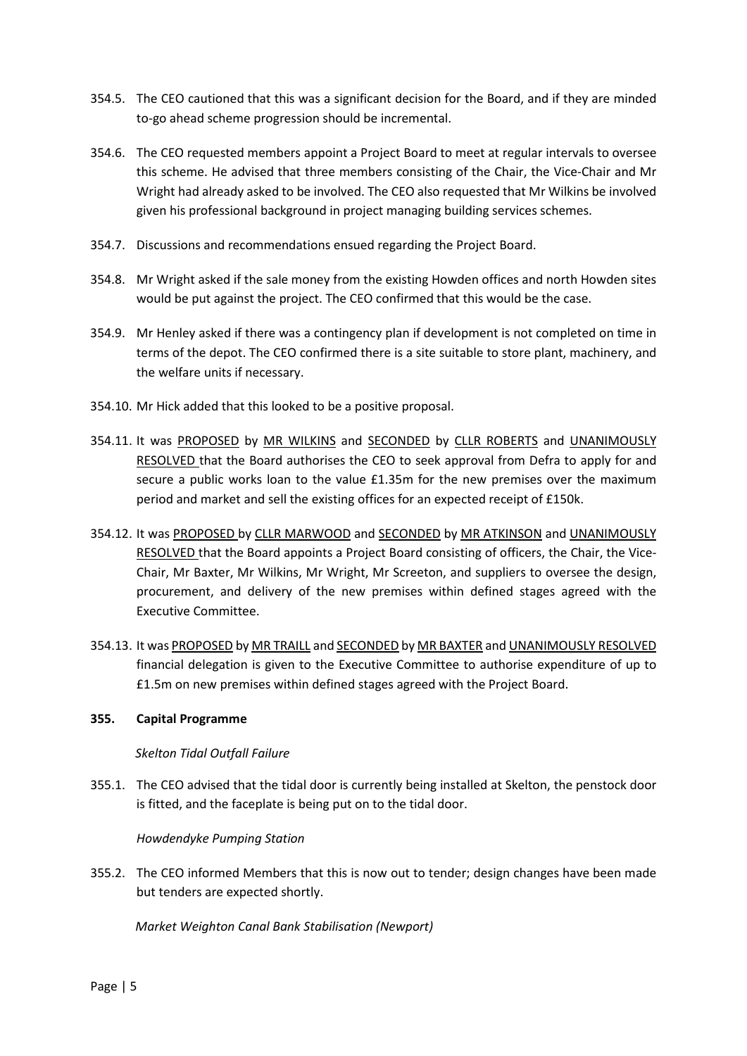354.5. The CEO cautioned that this was a significant decision for the Board, and if they are minded to-go ahead scheme progression should be incremental.

354.6. The CEO requested members appoint a Project Board to meet at regular intervals to oversee this scheme. He advised that three members consisting of the Chair, the Vice-Chair and Mr Wright had already asked to be involved. The CEO also requested that Mr Wilkins be involved given his professional background in project managing building services schemes.

354.7. Discussions and recommendations ensued regarding the Project Board.

354.8. Mr Wright asked if the sale money from the existing Howden offices and north Howden sites would be put against the project. The CEO confirmed that this would be the case.

354.9. Mr Henley asked if there was a contingency plan if development is not completed on time in terms of the depot. The CEO confirmed there is a site suitable to store plant, machinery, and the welfare units if necessary.

354.10. Mr Hick added that this looked to be a positive proposal.

354.11. It was PROPOSED by MR WILKINS and SECONDED by CLLR ROBERTS and UNANIMOUSLY RESOLVED that the Board authorises the CEO to seek approval from Defra to apply for and secure a public works loan to the value £1.35m for the new premises over the maximum period and market and sell the existing offices for an expected receipt of £150k.

354.12. It was PROPOSED by CLLR MARWOOD and SECONDED by MR ATKINSON and UNANIMOUSLY RESOLVED that the Board appoints a Project Board consisting of officers, the Chair, the Vice-Chair, Mr Baxter, Mr Wilkins, Mr Wright, Mr Screeton, and suppliers to oversee the design, procurement, and delivery of the new premises within defined stages agreed with the Executive Committee.

354.13. It was PROPOSED by MR TRAILL and SECONDED by MR BAXTER and UNANIMOUSLY RESOLVED financial delegation is given to the Executive Committee to authorise expenditure of up to £1.5m on new premises within defined stages agreed with the Project Board.

**355. Capital Programme**

*Skelton Tidal Outfall Failure*

355.1. The CEO advised that the tidal door is currently being installed at Skelton, the penstock door is fitted, and the faceplate is being put on to the tidal door.

*Howdendyke Pumping Station*

355.2. The CEO informed Members that this is now out to tender; design changes have been made but tenders are expected shortly.

*Market Weighton Canal Bank Stabilisation (Newport)*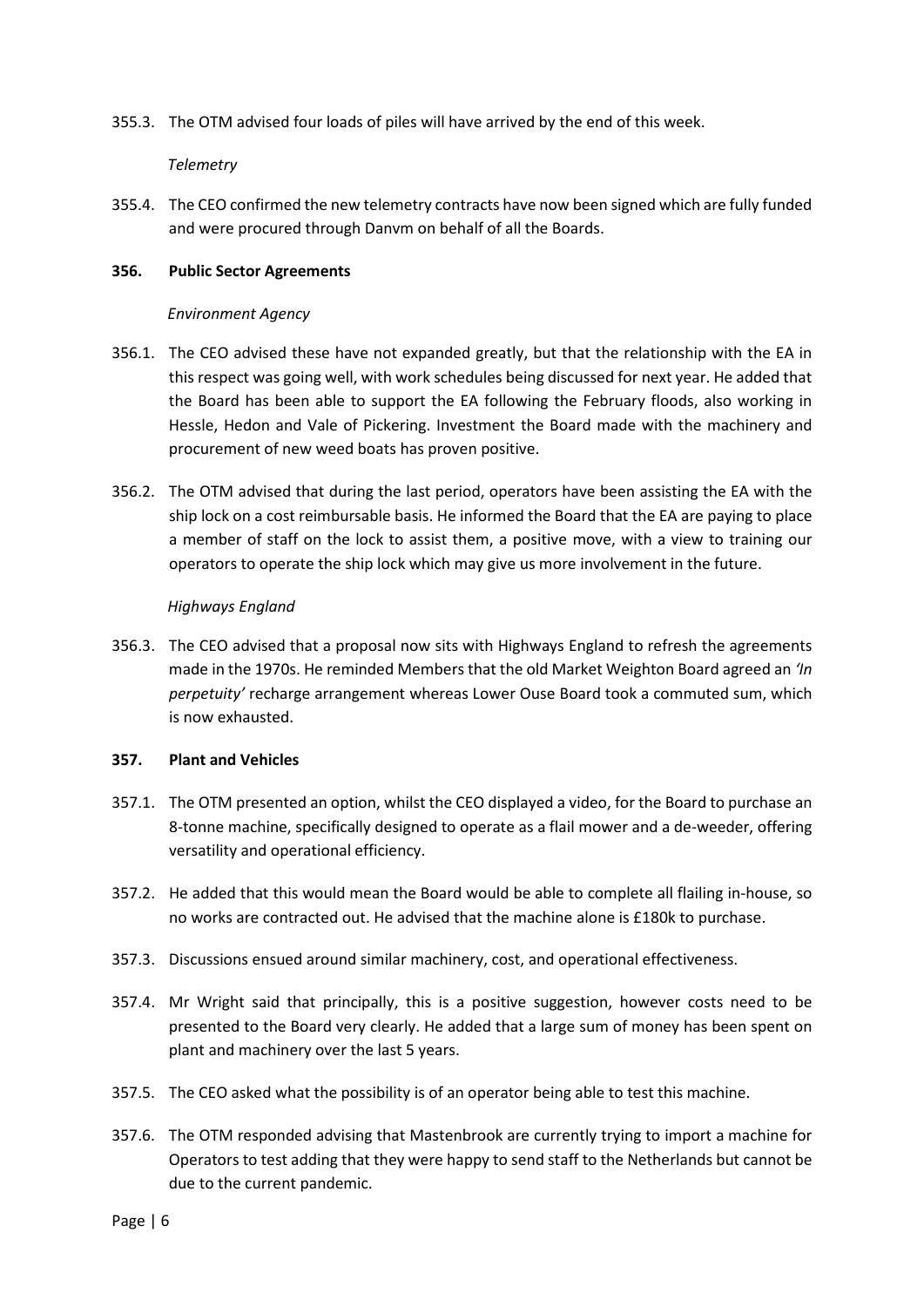355.3. The OTM advised four loads of piles will have arrived by the end of this week.

*Telemetry*

355.4. The CEO confirmed the new telemetry contracts have now been signed which are fully funded and were procured through Danvm on behalf of all the Boards.

**356. Public Sector Agreements**

*Environment Agency*

356.1. The CEO advised these have not expanded greatly, but that the relationship with the EA in this respect was going well, with work schedules being discussed for next year. He added that the Board has been able to support the EA following the February floods, also working in Hessle, Hedon and Vale of Pickering. Investment the Board made with the machinery and procurement of new weed boats has proven positive.

356.2. The OTM advised that during the last period, operators have been assisting the EA with the ship lock on a cost reimbursable basis. He informed the Board that the EA are paying to place a member of staff on the lock to assist them, a positive move, with a view to training our operators to operate the ship lock which may give us more involvement in the future.

*Highways England*

356.3. The CEO advised that a proposal now sits with Highways England to refresh the agreements made in the 1970s. He reminded Members that the old Market Weighton Board agreed an *'In perpetuity'* recharge arrangement whereas Lower Ouse Board took a commuted sum, which is now exhausted.

**357. Plant and Vehicles**

357.1. The OTM presented an option, whilst the CEO displayed a video, for the Board to purchase an 8-tonne machine, specifically designed to operate as a flail mower and a de-weeder, offering versatility and operational efficiency.

357.2. He added that this would mean the Board would be able to complete all flailing in-house, so no works are contracted out. He advised that the machine alone is £180k to purchase.

357.3. Discussions ensued around similar machinery, cost, and operational effectiveness.

357.4. Mr Wright said that principally, this is a positive suggestion, however costs need to be presented to the Board very clearly. He added that a large sum of money has been spent on plant and machinery over the last 5 years.

357.5. The CEO asked what the possibility is of an operator being able to test this machine.

357.6. The OTM responded advising that Mastenbrook are currently trying to import a machine for Operators to test adding that they were happy to send staff to the Netherlands but cannot be due to the current pandemic.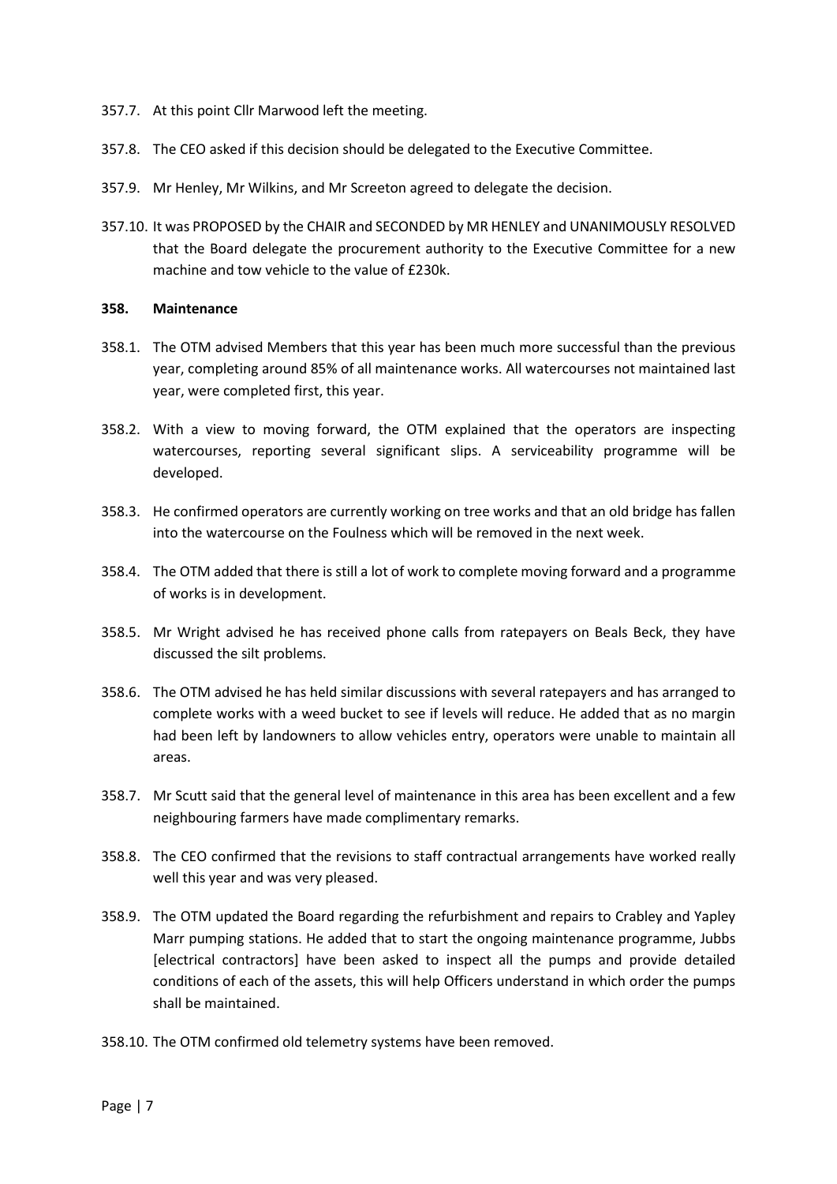357.7. At this point Cllr Marwood left the meeting.

357.8. The CEO asked if this decision should be delegated to the Executive Committee.

357.9. Mr Henley, Mr Wilkins, and Mr Screeton agreed to delegate the decision.

357.10. It was PROPOSED by the CHAIR and SECONDED by MR HENLEY and UNANIMOUSLY RESOLVED that the Board delegate the procurement authority to the Executive Committee for a new machine and tow vehicle to the value of £230k.

**358. Maintenance**

358.1. The OTM advised Members that this year has been much more successful than the previous year, completing around 85% of all maintenance works. All watercourses not maintained last year, were completed first, this year.

358.2. With a view to moving forward, the OTM explained that the operators are inspecting watercourses, reporting several significant slips. A serviceability programme will be developed.

358.3. He confirmed operators are currently working on tree works and that an old bridge has fallen into the watercourse on the Foulness which will be removed in the next week.

358.4. The OTM added that there is still a lot of work to complete moving forward and a programme of works is in development.

358.5. Mr Wright advised he has received phone calls from ratepayers on Beals Beck, they have discussed the silt problems.

358.6. The OTM advised he has held similar discussions with several ratepayers and has arranged to complete works with a weed bucket to see if levels will reduce. He added that as no margin had been left by landowners to allow vehicles entry, operators were unable to maintain all areas.

358.7. Mr Scutt said that the general level of maintenance in this area has been excellent and a few neighbouring farmers have made complimentary remarks.

358.8. The CEO confirmed that the revisions to staff contractual arrangements have worked really well this year and was very pleased.

358.9. The OTM updated the Board regarding the refurbishment and repairs to Crabley and Yapley Marr pumping stations. He added that to start the ongoing maintenance programme, Jubbs [electrical contractors] have been asked to inspect all the pumps and provide detailed conditions of each of the assets, this will help Officers understand in which order the pumps shall be maintained.

358.10. The OTM confirmed old telemetry systems have been removed.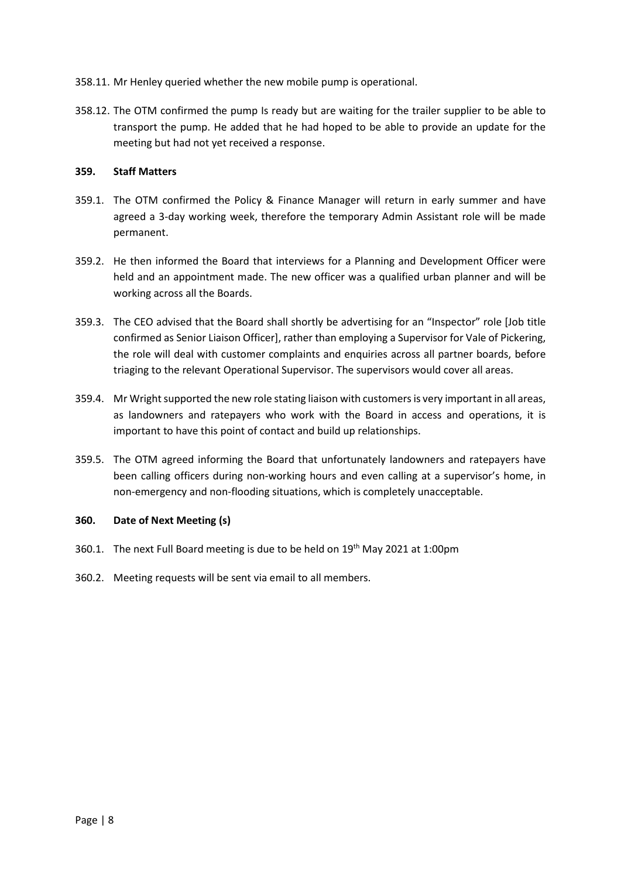358.11. Mr Henley queried whether the new mobile pump is operational.

358.12. The OTM confirmed the pump Is ready but are waiting for the trailer supplier to be able to transport the pump. He added that he had hoped to be able to provide an update for the meeting but had not yet received a response.

### 359. Staff Matters

359.1. The OTM confirmed the Policy & Finance Manager will return in early summer and have agreed a 3-day working week, therefore the temporary Admin Assistant role will be made permanent.

359.2. He then informed the Board that interviews for a Planning and Development Officer were held and an appointment made. The new officer was a qualified urban planner and will be working across all the Boards.

359.3. The CEO advised that the Board shall shortly be advertising for an "Inspector" role [Job title confirmed as Senior Liaison Officer], rather than employing a Supervisor for Vale of Pickering, the role will deal with customer complaints and enquiries across all partner boards, before triaging to the relevant Operational Supervisor. The supervisors would cover all areas.

359.4. Mr Wright supported the new role stating liaison with customers is very important in all areas, as landowners and ratepayers who work with the Board in access and operations, it is important to have this point of contact and build up relationships.

359.5. The OTM agreed informing the Board that unfortunately landowners and ratepayers have been calling officers during non-working hours and even calling at a supervisor's home, in non-emergency and non-flooding situations, which is completely unacceptable.

### 360. Date of Next Meeting (s)

360.1. The next Full Board meeting is due to be held on 19th May 2021 at 1:00pm

360.2. Meeting requests will be sent via email to all members.